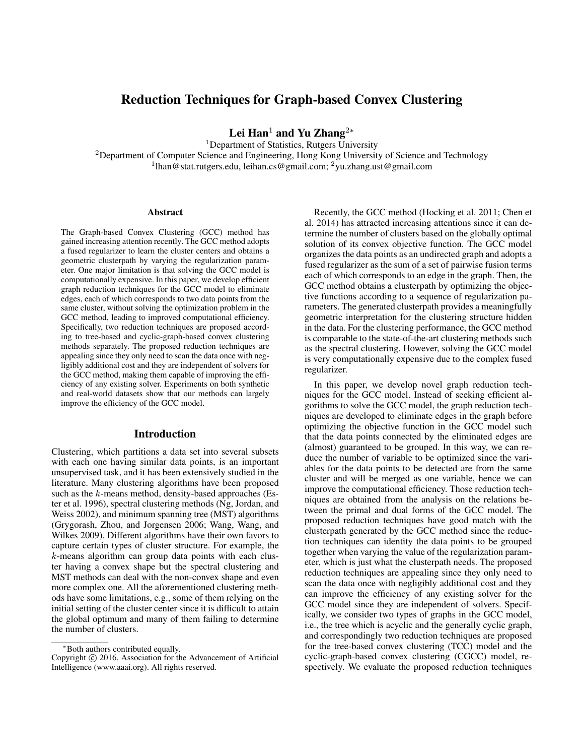# Reduction Techniques for Graph-based Convex Clustering

**Lei Han**[1] **and Yu Zhang**[2*]

[1]Department of Statistics, Rutgers University
[2]Department of Computer Science and Engineering, Hong Kong University of Science and Technology
[1]lhan@stat.rutgers.edu, leihan.cs@gmail.com; [2]yu.zhang.ust@gmail.com

## Abstract

The Graph-based Convex Clustering (GCC) method has gained increasing attention recently. The GCC method adopts a fused regularizer to learn the cluster centers and obtains a geometric clusterpath by varying the regularization parameter. One major limitation is that solving the GCC model is computationally expensive. In this paper, we develop efficient graph reduction techniques for the GCC model to eliminate edges, each of which corresponds to two data points from the same cluster, without solving the optimization problem in the GCC method, leading to improved computational efficiency. Specifically, two reduction techniques are proposed according to tree-based and cyclic-graph-based convex clustering methods separately. The proposed reduction techniques are appealing since they only need to scan the data once with negligibly additional cost and they are independent of solvers for the GCC method, making them capable of improving the efficiency of any existing solver. Experiments on both synthetic and real-world datasets show that our methods can largely improve the efficiency of the GCC model.

## Introduction

Clustering, which partitions a data set into several subsets with each one having similar data points, is an important unsupervised task, and it has been extensively studied in the literature. Many clustering algorithms have been proposed such as the $k$-means method, density-based approaches (Ester et al. 1996), spectral clustering methods (Ng, Jordan, and Weiss 2002), and minimum spanning tree (MST) algorithms (Grygorash, Zhou, and Jorgensen 2006; Wang, Wang, and Wilkes 2009). Different algorithms have their own favors to capture certain types of cluster structure. For example, the $k$-means algorithm can group data points with each cluster having a convex shape but the spectral clustering and MST methods can deal with the non-convex shape and even more complex one. All the aforementioned clustering methods have some limitations, e.g., some of them relying on the initial setting of the cluster center since it is difficult to attain the global optimum and many of them failing to determine the number of clusters.

Recently, the GCC method (Hocking et al. 2011; Chen et al. 2014) has attracted increasing attentions since it can determine the number of clusters based on the globally optimal solution of its convex objective function. The GCC model organizes the data points as an undirected graph and adopts a fused regularizer as the sum of a set of pairwise fusion terms each of which corresponds to an edge in the graph. Then, the GCC method obtains a clusterpath by optimizing the objective functions according to a sequence of regularization parameters. The generated clusterpath provides a meaningfully geometric interpretation for the clustering structure hidden in the data. For the clustering performance, the GCC method is comparable to the state-of-the-art clustering methods such as the spectral clustering. However, solving the GCC model is very computationally expensive due to the complex fused regularizer.

In this paper, we develop novel graph reduction techniques for the GCC model. Instead of seeking efficient algorithms to solve the GCC model, the graph reduction techniques are developed to eliminate edges in the graph before optimizing the objective function in the GCC model such that the data points connected by the eliminated edges are (almost) guaranteed to be grouped. In this way, we can reduce the number of variable to be optimized since the variables for the data points to be detected are from the same cluster and will be merged as one variable, hence we can improve the computational efficiency. Those reduction techniques are obtained from the analysis on the relations between the primal and dual forms of the GCC model. The proposed reduction techniques have good match with the clusterpath generated by the GCC method since the reduction techniques can identity the data points to be grouped together when varying the value of the regularization parameter, which is just what the clusterpath needs. The proposed reduction techniques are appealing since they only need to scan the data once with negligibly additional cost and they can improve the efficiency of any existing solver for the GCC model since they are independent of solvers. Specifically, we consider two types of graphs in the GCC model, i.e., the tree which is acyclic and the generally cyclic graph, and correspondingly two reduction techniques are proposed for the tree-based convex clustering (TCC) model and the cyclic-graph-based convex clustering (CGCC) model, respectively. We evaluate the proposed reduction techniques

*Both authors contributed equally.
Copyright © 2016, Association for the Advancement of Artificial Intelligence (www.aaai.org). All rights reserved.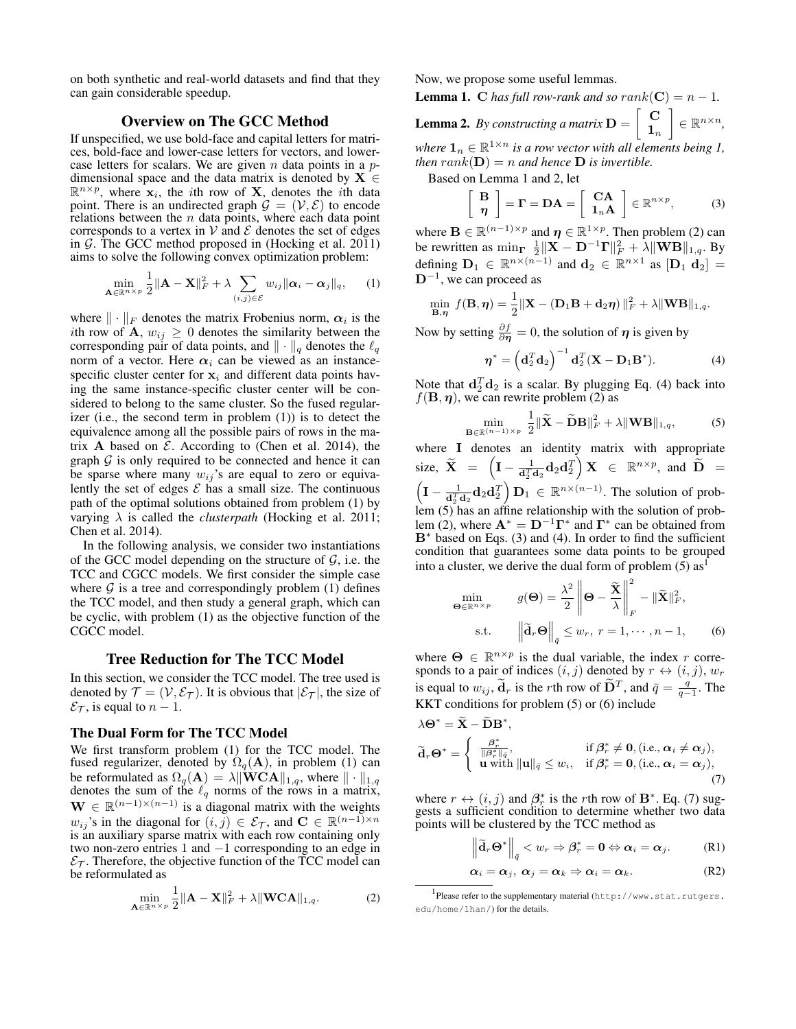on both synthetic and real-world datasets and find that they can gain considerable speedup.

## Overview on The GCC Method

If unspecified, we use bold-face and capital letters for matrices, bold-face and lower-case letters for vectors, and lower-case letters for scalars. We are given $n$ data points in a $p$-dimensional space and the data matrix is denoted by $\mathbf{X} \in \mathbb{R}^{n \times p}$, where $\mathbf{x}_i$, the $i$th row of $\mathbf{X}$, denotes the $i$th data point. There is an undirected graph $\mathcal{G} = (\mathcal{V}, \mathcal{E})$ to encode relations between the $n$ data points, where each data point corresponds to a vertex in $\mathcal{V}$ and $\mathcal{E}$ denotes the set of edges in $\mathcal{G}$. The GCC method proposed in (Hocking et al. 2011) aims to solve the following convex optimization problem:

$$\min_{\mathbf{A} \in \mathbb{R}^{n \times p}} \frac{1}{2}\|\mathbf{A} - \mathbf{X}\|_F^2 + \lambda \sum_{(i,j) \in \mathcal{E}} w_{ij} \|\boldsymbol{\alpha}_i - \boldsymbol{\alpha}_j\|_q, \tag{1}$$

where $\|\cdot\|_F$ denotes the matrix Frobenius norm, $\boldsymbol{\alpha}_i$ is the $i$th row of $\mathbf{A}$, $w_{ij} \geq 0$ denotes the similarity between the corresponding pair of data points, and $\|\cdot\|_q$ denotes the $\ell_q$ norm of a vector. Here $\boldsymbol{\alpha}_i$ can be viewed as an instance-specific cluster center for $\mathbf{x}_i$ and different data points having the same instance-specific cluster center will be considered to belong to the same cluster. So the fused regularizer (i.e., the second term in problem (1)) is to detect the equivalence among all the possible pairs of rows in the matrix $\mathbf{A}$ based on $\mathcal{E}$. According to (Chen et al. 2014), the graph $\mathcal{G}$ is only required to be connected and hence it can be sparse where many $w_{ij}$'s are equal to zero or equivalently the set of edges $\mathcal{E}$ has a small size. The continuous path of the optimal solutions obtained from problem (1) by varying $\lambda$ is called the *clusterpath* (Hocking et al. 2011; Chen et al. 2014).

In the following analysis, we consider two instantiations of the GCC model depending on the structure of $\mathcal{G}$, i.e. the TCC and CGCC models. We first consider the simple case where $\mathcal{G}$ is a tree and correspondingly problem (1) defines the TCC model, and then study a general graph, which can be cyclic, with problem (1) as the objective function of the CGCC model.

## Tree Reduction for The TCC Model

In this section, we consider the TCC model. The tree used is denoted by $\mathcal{T} = (\mathcal{V}, \mathcal{E}_{\mathcal{T}})$. It is obvious that $|\mathcal{E}_{\mathcal{T}}|$, the size of $\mathcal{E}_{\mathcal{T}}$, is equal to $n - 1$.

### The Dual Form for The TCC Model

We first transform problem (1) for the TCC model. The fused regularizer, denoted by $\Omega_q(\mathbf{A})$, in problem (1) can be reformulated as $\Omega_q(\mathbf{A}) = \lambda\|\mathbf{WCA}\|_{1,q}$, where $\|\cdot\|_{1,q}$ denotes the sum of the $\ell_q$ norms of the rows in a matrix, $\mathbf{W} \in \mathbb{R}^{(n-1)\times(n-1)}$ is a diagonal matrix with the weights $w_{ij}$'s in the diagonal for $(i,j) \in \mathcal{E}_{\mathcal{T}}$, and $\mathbf{C} \in \mathbb{R}^{(n-1)\times n}$ is an auxiliary sparse matrix with each row containing only two non-zero entries 1 and $-1$ corresponding to an edge in $\mathcal{E}_{\mathcal{T}}$. Therefore, the objective function of the TCC model can be reformulated as

$$\min_{\mathbf{A} \in \mathbb{R}^{n \times p}} \frac{1}{2}\|\mathbf{A} - \mathbf{X}\|_F^2 + \lambda\|\mathbf{WCA}\|_{1,q}. \tag{2}$$

Now, we propose some useful lemmas.

**Lemma 1.** *$\mathbf{C}$ has full row-rank and so $rank(\mathbf{C}) = n - 1$.*

**Lemma 2.** *By constructing a matrix $\mathbf{D} = \begin{bmatrix} \mathbf{C} \\ \mathbf{1}_n \end{bmatrix} \in \mathbb{R}^{n \times n}$, where $\mathbf{1}_n \in \mathbb{R}^{1 \times n}$ is a row vector with all elements being 1, then $rank(\mathbf{D}) = n$ and hence $\mathbf{D}$ is invertible.*

Based on Lemma 1 and 2, let

$$\begin{bmatrix} \mathbf{B} \\ \boldsymbol{\eta} \end{bmatrix} = \boldsymbol{\Gamma} = \mathbf{DA} = \begin{bmatrix} \mathbf{CA} \\ \mathbf{1}_n\mathbf{A} \end{bmatrix} \in \mathbb{R}^{n \times p}, \tag{3}$$

where $\mathbf{B} \in \mathbb{R}^{(n-1)\times p}$ and $\boldsymbol{\eta} \in \mathbb{R}^{1 \times p}$. Then problem (2) can be rewritten as $\min_{\boldsymbol{\Gamma}} \frac{1}{2}\|\mathbf{X} - \mathbf{D}^{-1}\boldsymbol{\Gamma}\|_F^2 + \lambda\|\mathbf{WB}\|_{1,q}$. By defining $\mathbf{D}_1 \in \mathbb{R}^{n \times (n-1)}$ and $\mathbf{d}_2 \in \mathbb{R}^{n \times 1}$ as $[\mathbf{D}_1\ \mathbf{d}_2] = \mathbf{D}^{-1}$, we can proceed as

$$\min_{\mathbf{B}, \boldsymbol{\eta}} f(\mathbf{B}, \boldsymbol{\eta}) = \frac{1}{2}\|\mathbf{X} - (\mathbf{D}_1\mathbf{B} + \mathbf{d}_2\boldsymbol{\eta})\|_F^2 + \lambda\|\mathbf{WB}\|_{1,q}.$$

Now by setting $\frac{\partial f}{\partial \boldsymbol{\eta}} = 0$, the solution of $\boldsymbol{\eta}$ is given by

$$\boldsymbol{\eta}^* = \left(\mathbf{d}_2^T\mathbf{d}_2\right)^{-1}\mathbf{d}_2^T(\mathbf{X} - \mathbf{D}_1\mathbf{B}^*). \tag{4}$$

Note that $\mathbf{d}_2^T\mathbf{d}_2$ is a scalar. By plugging Eq. (4) back into $f(\mathbf{B}, \boldsymbol{\eta})$, we can rewrite problem (2) as

$$\min_{\mathbf{B} \in \mathbb{R}^{(n-1)\times p}} \frac{1}{2}\|\widetilde{\mathbf{X}} - \widetilde{\mathbf{D}}\mathbf{B}\|_F^2 + \lambda\|\mathbf{WB}\|_{1,q}, \tag{5}$$

where $\mathbf{I}$ denotes an identity matrix with appropriate size, $\widetilde{\mathbf{X}} = \left(\mathbf{I} - \frac{1}{\mathbf{d}_2^T\mathbf{d}_2}\mathbf{d}_2\mathbf{d}_2^T\right)\mathbf{X} \in \mathbb{R}^{n \times p}$, and $\widetilde{\mathbf{D}} = \left(\mathbf{I} - \frac{1}{\mathbf{d}_2^T\mathbf{d}_2}\mathbf{d}_2\mathbf{d}_2^T\right)\mathbf{D}_1 \in \mathbb{R}^{n \times (n-1)}$. The solution of problem (5) has an affine relationship with the solution of problem (2), where $\mathbf{A}^* = \mathbf{D}^{-1}\boldsymbol{\Gamma}^*$ and $\boldsymbol{\Gamma}^*$ can be obtained from $\mathbf{B}^*$ based on Eqs. (3) and (4). In order to find the sufficient condition that guarantees some data points to be grouped into a cluster, we derive the dual form of problem (5) as[1]

$$\begin{aligned} \min_{\boldsymbol{\Theta} \in \mathbb{R}^{n \times p}} \quad & g(\boldsymbol{\Theta}) = \frac{\lambda^2}{2}\left\|\boldsymbol{\Theta} - \frac{\widetilde{\mathbf{X}}}{\lambda}\right\|_F^2 - \|\widetilde{\mathbf{X}}\|_F^2, \\ \text{s.t.} \quad & \left\|\widetilde{\mathbf{d}}_r\boldsymbol{\Theta}\right\|_{\bar{q}} \leq w_r,\ r = 1, \cdots, n-1, \end{aligned} \tag{6}$$

where $\boldsymbol{\Theta} \in \mathbb{R}^{n \times p}$ is the dual variable, the index $r$ corresponds to a pair of indices $(i,j)$ denoted by $r \leftrightarrow (i,j)$, $w_r$ is equal to $w_{ij}$, $\widetilde{\mathbf{d}}_r$ is the $r$th row of $\widetilde{\mathbf{D}}^T$, and $\bar{q} = \frac{q}{q-1}$. The KKT conditions for problem (5) or (6) include

$$\lambda\boldsymbol{\Theta}^* = \widetilde{\mathbf{X}} - \widetilde{\mathbf{D}}\mathbf{B}^*,$$

$$\widetilde{\mathbf{d}}_r\boldsymbol{\Theta}^* = \begin{cases} \frac{\boldsymbol{\beta}_r^*}{\|\boldsymbol{\beta}_r^*\|_{\bar{q}}}, & \text{if } \boldsymbol{\beta}_r^* \neq \mathbf{0}, \text{(i.e., } \boldsymbol{\alpha}_i \neq \boldsymbol{\alpha}_j\text{)}, \\ \mathbf{u} \text{ with } \|\mathbf{u}\|_{\bar{q}} \leq w_i, & \text{if } \boldsymbol{\beta}_r^* = \mathbf{0}, \text{(i.e., } \boldsymbol{\alpha}_i = \boldsymbol{\alpha}_j\text{)}, \end{cases} \tag{7}$$

where $r \leftrightarrow (i,j)$ and $\boldsymbol{\beta}_r^*$ is the $r$th row of $\mathbf{B}^*$. Eq. (7) suggests a sufficient condition to determine whether two data points will be clustered by the TCC method as

$$\left\|\widetilde{\mathbf{d}}_r\boldsymbol{\Theta}^*\right\|_{\bar{q}} < w_r \Rightarrow \boldsymbol{\beta}_r^* = \mathbf{0} \Leftrightarrow \boldsymbol{\alpha}_i = \boldsymbol{\alpha}_j. \tag{R1}$$

$$\boldsymbol{\alpha}_i = \boldsymbol{\alpha}_j,\ \boldsymbol{\alpha}_j = \boldsymbol{\alpha}_k \Rightarrow \boldsymbol{\alpha}_i = \boldsymbol{\alpha}_k. \tag{R2}$$

[1] Please refer to the supplementary material (http://www.stat.rutgers.edu/home/lhan/) for the details.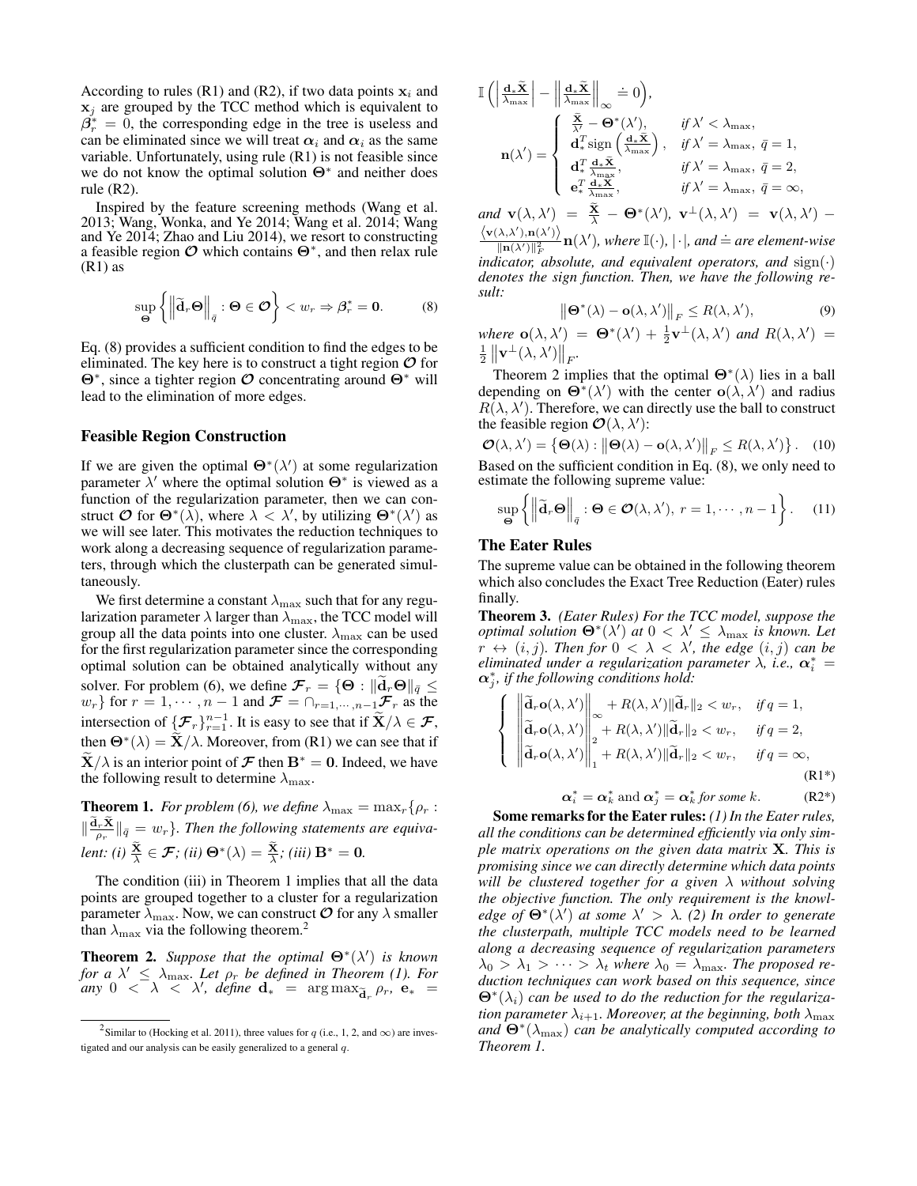According to rules (R1) and (R2), if two data points $\mathbf{x}_i$ and $\mathbf{x}_j$ are grouped by the TCC method which is equivalent to $\boldsymbol{\beta}_r^* = 0$, the corresponding edge in the tree is useless and can be eliminated since we will treat $\boldsymbol{\alpha}_i$ and $\boldsymbol{\alpha}_i$ as the same variable. Unfortunately, using rule (R1) is not feasible since we do not know the optimal solution $\boldsymbol{\Theta}^*$ and neither does rule (R2).

Inspired by the feature screening methods (Wang et al. 2013; Wang, Wonka, and Ye 2014; Wang et al. 2014; Wang and Ye 2014; Zhao and Liu 2014), we resort to constructing a feasible region $\mathcal{O}$ which contains $\boldsymbol{\Theta}^*$, and then relax rule (R1) as

$$\sup_{\boldsymbol{\Theta}} \left\{ \left\| \widetilde{\mathbf{d}}_r \boldsymbol{\Theta} \right\|_{\bar{q}} : \boldsymbol{\Theta} \in \mathcal{O} \right\} < w_r \Rightarrow \boldsymbol{\beta}_r^* = \mathbf{0}. \tag{8}$$

Eq. (8) provides a sufficient condition to find the edges to be eliminated. The key here is to construct a tight region $\mathcal{O}$ for $\boldsymbol{\Theta}^*$, since a tighter region $\mathcal{O}$ concentrating around $\boldsymbol{\Theta}^*$ will lead to the elimination of more edges.

## Feasible Region Construction

If we are given the optimal $\boldsymbol{\Theta}^*(\lambda')$ at some regularization parameter $\lambda'$ where the optimal solution $\boldsymbol{\Theta}^*$ is viewed as a function of the regularization parameter, then we can construct $\mathcal{O}$ for $\boldsymbol{\Theta}^*(\lambda)$, where $\lambda < \lambda'$, by utilizing $\boldsymbol{\Theta}^*(\lambda')$ as we will see later. This motivates the reduction techniques to work along a decreasing sequence of regularization parameters, through which the clusterpath can be generated simultaneously.

We first determine a constant $\lambda_{\max}$ such that for any regularization parameter $\lambda$ larger than $\lambda_{\max}$, the TCC model will group all the data points into one cluster. $\lambda_{\max}$ can be used for the first regularization parameter since the corresponding optimal solution can be obtained analytically without any solver. For problem (6), we define $\mathcal{F}_r = \{\boldsymbol{\Theta} : \|\widetilde{\mathbf{d}}_r \boldsymbol{\Theta}\|_{\bar{q}} \leq w_r\}$ for $r = 1, \cdots, n-1$ and $\mathcal{F} = \cap_{r=1,\cdots,n-1} \mathcal{F}_r$ as the intersection of $\{\mathcal{F}_r\}_{r=1}^{n-1}$. It is easy to see that if $\widetilde{\mathbf{X}}/\lambda \in \mathcal{F}$, then $\boldsymbol{\Theta}^*(\lambda) = \widetilde{\mathbf{X}}/\lambda$. Moreover, from (R1) we can see that if $\widetilde{\mathbf{X}}/\lambda$ is an interior point of $\mathcal{F}$ then $\mathbf{B}^* = \mathbf{0}$. Indeed, we have the following result to determine $\lambda_{\max}$.

**Theorem 1.** *For problem (6), we define* $\lambda_{\max} = \max_r \{\rho_r : \|\frac{\widetilde{\mathbf{d}}_r \widetilde{\mathbf{X}}}{\rho_r}\|_{\bar{q}} = w_r\}$. *Then the following statements are equivalent: (i)* $\frac{\widetilde{\mathbf{X}}}{\lambda} \in \mathcal{F}$*; (ii)* $\boldsymbol{\Theta}^*(\lambda) = \frac{\widetilde{\mathbf{X}}}{\lambda}$*; (iii)* $\mathbf{B}^* = \mathbf{0}$*.*

The condition (iii) in Theorem 1 implies that all the data points are grouped together to a cluster for a regularization parameter $\lambda_{\max}$. Now, we can construct $\mathcal{O}$ for any $\lambda$ smaller than $\lambda_{\max}$ via the following theorem.[2]

**Theorem 2.** *Suppose that the optimal* $\boldsymbol{\Theta}^*(\lambda')$ *is known for a* $\lambda' \leq \lambda_{\max}$*. Let* $\rho_r$ *be defined in Theorem (1). For any* $0 < \lambda < \lambda'$*, define* $\mathbf{d}_* = \arg\max_{\widetilde{\mathbf{d}}_r} \rho_r$*,* $\mathbf{e}_* = \mathbb{I}\left( \left| \frac{\mathbf{d}_* \widetilde{\mathbf{X}}}{\lambda_{\max}} \right| - \left\| \frac{\mathbf{d}_* \widetilde{\mathbf{X}}}{\lambda_{\max}} \right\|_\infty \doteq 0 \right)$*,*

$$\mathbf{n}(\lambda') = \begin{cases} \frac{\widetilde{\mathbf{X}}}{\lambda'} - \boldsymbol{\Theta}^*(\lambda'), & \text{if } \lambda' < \lambda_{\max}, \\ \mathbf{d}_*^T \operatorname{sign}\left( \frac{\mathbf{d}_* \widetilde{\mathbf{X}}}{\lambda_{\max}} \right), & \text{if } \lambda' = \lambda_{\max},\ \bar{q} = 1, \\ \mathbf{d}_*^T \frac{\mathbf{d}_* \widetilde{\mathbf{X}}}{\lambda_{\max}}, & \text{if } \lambda' = \lambda_{\max},\ \bar{q} = 2, \\ \mathbf{e}_*^T \frac{\mathbf{d}_* \widetilde{\mathbf{X}}}{\lambda_{\max}}, & \text{if } \lambda' = \lambda_{\max},\ \bar{q} = \infty, \end{cases}$$

*and* $\mathbf{v}(\lambda, \lambda') = \frac{\widetilde{\mathbf{X}}}{\lambda} - \boldsymbol{\Theta}^*(\lambda')$*,* $\mathbf{v}^\perp(\lambda, \lambda') = \mathbf{v}(\lambda, \lambda') - \frac{\langle \mathbf{v}(\lambda, \lambda'), \mathbf{n}(\lambda') \rangle}{\|\mathbf{n}(\lambda')\|_F^2} \mathbf{n}(\lambda')$*, where* $\mathbb{I}(\cdot)$*,* $|\cdot|$*, and* $\doteq$ *are element-wise indicator, absolute, and equivalent operators, and* $\operatorname{sign}(\cdot)$ *denotes the sign function. Then, we have the following result:*

$$\left\| \boldsymbol{\Theta}^*(\lambda) - \mathbf{o}(\lambda, \lambda') \right\|_F \leq R(\lambda, \lambda'), \tag{9}$$

*where* $\mathbf{o}(\lambda, \lambda') = \boldsymbol{\Theta}^*(\lambda') + \frac{1}{2} \mathbf{v}^\perp(\lambda, \lambda')$ *and* $R(\lambda, \lambda') = \frac{1}{2} \left\| \mathbf{v}^\perp(\lambda, \lambda') \right\|_F$*.*

Theorem 2 implies that the optimal $\boldsymbol{\Theta}^*(\lambda)$ lies in a ball depending on $\boldsymbol{\Theta}^*(\lambda')$ with the center $\mathbf{o}(\lambda, \lambda')$ and radius $R(\lambda, \lambda')$. Therefore, we can directly use the ball to construct the feasible region $\mathcal{O}(\lambda, \lambda')$:

$$\mathcal{O}(\lambda, \lambda') = \left\{ \boldsymbol{\Theta}(\lambda) : \left\| \boldsymbol{\Theta}(\lambda) - \mathbf{o}(\lambda, \lambda') \right\|_F \leq R(\lambda, \lambda') \right\}. \tag{10}$$

Based on the sufficient condition in Eq. (8), we only need to estimate the following supreme value:

$$\sup_{\boldsymbol{\Theta}} \left\{ \left\| \widetilde{\mathbf{d}}_r \boldsymbol{\Theta} \right\|_{\bar{q}} : \boldsymbol{\Theta} \in \mathcal{O}(\lambda, \lambda'),\ r = 1, \cdots, n-1 \right\}. \tag{11}$$

## The Eater Rules

The supreme value can be obtained in the following theorem which also concludes the Exact Tree Reduction (Eater) rules finally.

**Theorem 3.** *(Eater Rules) For the TCC model, suppose the optimal solution* $\boldsymbol{\Theta}^*(\lambda')$ *at* $0 < \lambda' \leq \lambda_{\max}$ *is known. Let* $r \leftrightarrow (i, j)$*. Then for* $0 < \lambda < \lambda'$*, the edge* $(i, j)$ *can be eliminated under a regularization parameter* $\lambda$*, i.e.,* $\boldsymbol{\alpha}_i^* = \boldsymbol{\alpha}_j^*$*, if the following conditions hold:*

$$\begin{cases} \left\| \widetilde{\mathbf{d}}_r \mathbf{o}(\lambda, \lambda') \right\|_\infty + R(\lambda, \lambda') \|\widetilde{\mathbf{d}}_r\|_2 < w_r, & \text{if } q = 1, \\ \left\| \widetilde{\mathbf{d}}_r \mathbf{o}(\lambda, \lambda') \right\|_2 + R(\lambda, \lambda') \|\widetilde{\mathbf{d}}_r\|_2 < w_r, & \text{if } q = 2, \\ \left\| \widetilde{\mathbf{d}}_r \mathbf{o}(\lambda, \lambda') \right\|_1 + R(\lambda, \lambda') \|\widetilde{\mathbf{d}}_r\|_2 < w_r, & \text{if } q = \infty, \end{cases} \tag{R1*}$$

$$\boldsymbol{\alpha}_i^* = \boldsymbol{\alpha}_k^* \text{ and } \boldsymbol{\alpha}_j^* = \boldsymbol{\alpha}_k^* \text{ for some } k. \tag{R2*}$$

**Some remarks for the Eater rules:** *(1) In the Eater rules, all the conditions can be determined efficiently via only simple matrix operations on the given data matrix* $\mathbf{X}$*. This is promising since we can directly determine which data points will be clustered together for a given* $\lambda$ *without solving the objective function. The only requirement is the knowledge of* $\boldsymbol{\Theta}^*(\lambda')$ *at some* $\lambda' > \lambda$*. (2) In order to generate the clusterpath, multiple TCC models need to be learned along a decreasing sequence of regularization parameters* $\lambda_0 > \lambda_1 > \cdots > \lambda_t$ *where* $\lambda_0 = \lambda_{\max}$*. The proposed reduction techniques can work based on this sequence, since* $\boldsymbol{\Theta}^*(\lambda_i)$ *can be used to do the reduction for the regularization parameter* $\lambda_{i+1}$*. Moreover, at the beginning, both* $\lambda_{\max}$ *and* $\boldsymbol{\Theta}^*(\lambda_{\max})$ *can be analytically computed according to Theorem 1.*

[2] Similar to (Hocking et al. 2011), three values for $q$ (i.e., 1, 2, and $\infty$) are investigated and our analysis can be easily generalized to a general $q$.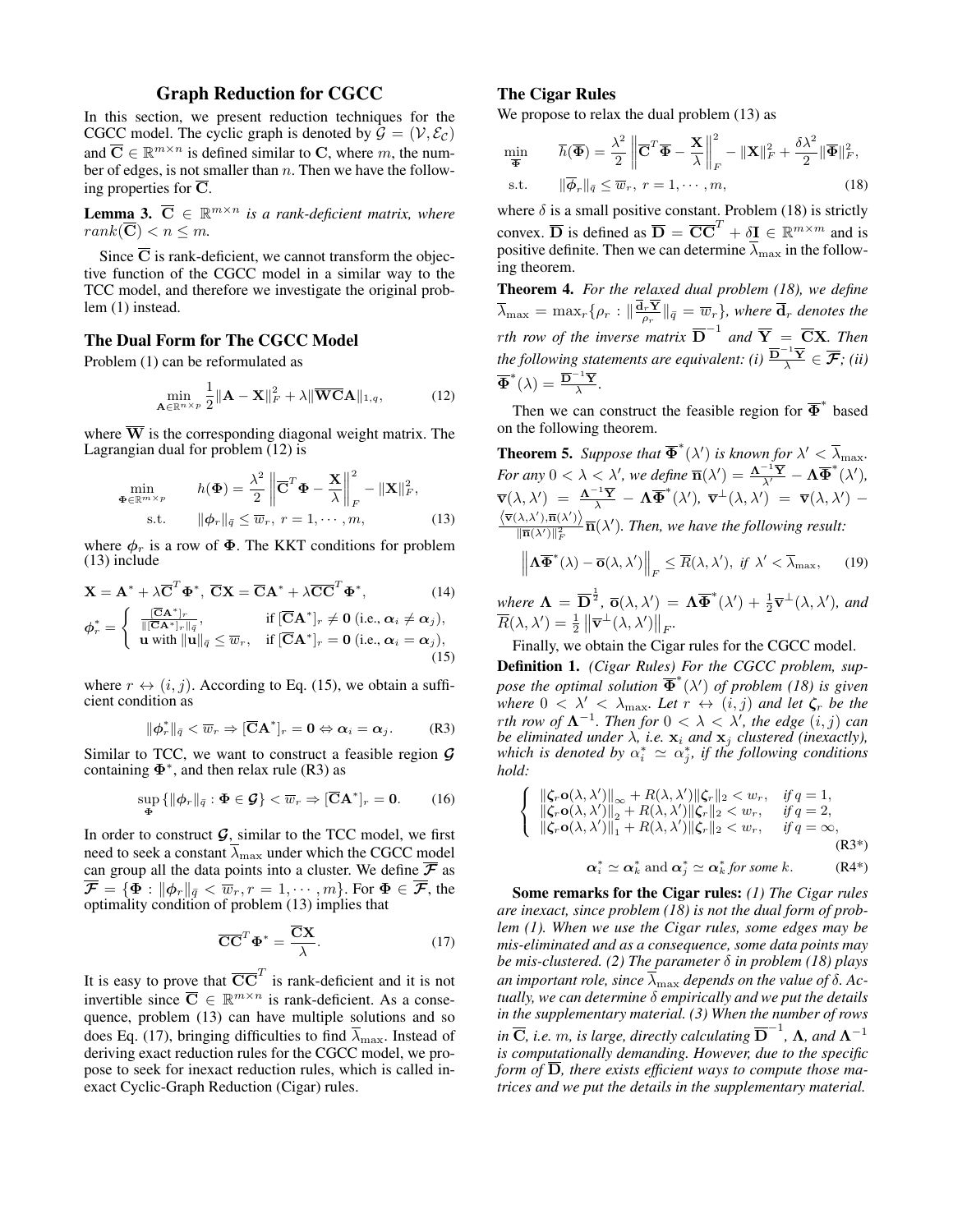## Graph Reduction for CGCC

In this section, we present reduction techniques for the CGCC model. The cyclic graph is denoted by $\mathcal{G} = (\mathcal{V}, \mathcal{E}_\mathcal{C})$ and $\overline{\mathbf{C}} \in \mathbb{R}^{m \times n}$ is defined similar to $\mathbf{C}$, where $m$, the number of edges, is not smaller than $n$. Then we have the following properties for $\overline{\mathbf{C}}$.

**Lemma 3.** *$\overline{\mathbf{C}} \in \mathbb{R}^{m \times n}$ is a rank-deficient matrix, where $rank(\overline{\mathbf{C}}) < n \leq m$.*

Since $\overline{\mathbf{C}}$ is rank-deficient, we cannot transform the objective function of the CGCC model in a similar way to the TCC model, and therefore we investigate the original problem (1) instead.

### The Dual Form for The CGCC Model

Problem (1) can be reformulated as

$$\min_{\mathbf{A} \in \mathbb{R}^{n \times p}} \frac{1}{2}\|\mathbf{A} - \mathbf{X}\|_F^2 + \lambda \|\overline{\mathbf{W}}\overline{\mathbf{C}}\mathbf{A}\|_{1,q}, \tag{12}$$

where $\overline{\mathbf{W}}$ is the corresponding diagonal weight matrix. The Lagrangian dual for problem (12) is

$$\begin{aligned} \min_{\mathbf{\Phi} \in \mathbb{R}^{m \times p}} \quad & h(\mathbf{\Phi}) = \frac{\lambda^2}{2} \left\| \overline{\mathbf{C}}^T \mathbf{\Phi} - \frac{\mathbf{X}}{\lambda} \right\|_F^2 - \|\mathbf{X}\|_F^2, \\ \text{s.t.} \quad & \|\boldsymbol{\phi}_r\|_{\bar{q}} \leq \overline{w}_r, \; r = 1, \cdots, m, \end{aligned} \tag{13}$$

where $\boldsymbol{\phi}_r$ is a row of $\mathbf{\Phi}$. The KKT conditions for problem (13) include

$$\mathbf{X} = \mathbf{A}^* + \lambda \overline{\mathbf{C}}^T \mathbf{\Phi}^*, \; \overline{\mathbf{C}}\mathbf{X} = \overline{\mathbf{C}}\mathbf{A}^* + \lambda \overline{\mathbf{C}}\overline{\mathbf{C}}^T \mathbf{\Phi}^*, \tag{14}$$

$$\boldsymbol{\phi}_r^* = \begin{cases} \frac{[\overline{\mathbf{C}}\mathbf{A}^*]_r}{\|[\overline{\mathbf{C}}\mathbf{A}^*]_r\|_{\bar{q}}}, & \text{if } [\overline{\mathbf{C}}\mathbf{A}^*]_r \neq \mathbf{0} \text{ (i.e., } \boldsymbol{\alpha}_i \neq \boldsymbol{\alpha}_j), \\ \mathbf{u} \text{ with } \|\mathbf{u}\|_{\bar{q}} \leq \overline{w}_r, & \text{if } [\overline{\mathbf{C}}\mathbf{A}^*]_r = \mathbf{0} \text{ (i.e., } \boldsymbol{\alpha}_i = \boldsymbol{\alpha}_j), \end{cases} \tag{15}$$

where $r \leftrightarrow (i, j)$. According to Eq. (15), we obtain a sufficient condition as

$$\|\boldsymbol{\phi}_r^*\|_{\bar{q}} < \overline{w}_r \Rightarrow [\overline{\mathbf{C}}\mathbf{A}^*]_r = \mathbf{0} \Leftrightarrow \boldsymbol{\alpha}_i = \boldsymbol{\alpha}_j. \tag{R3}$$

Similar to TCC, we want to construct a feasible region $\mathcal{G}$ containing $\mathbf{\Phi}^*$, and then relax rule (R3) as

$$\sup_{\mathbf{\Phi}} \{\|\boldsymbol{\phi}_r\|_{\bar{q}} : \mathbf{\Phi} \in \mathcal{G}\} < \overline{w}_r \Rightarrow [\overline{\mathbf{C}}\mathbf{A}^*]_r = \mathbf{0}. \tag{16}$$

In order to construct $\mathcal{G}$, similar to the TCC model, we first need to seek a constant $\overline{\lambda}_{\max}$ under which the CGCC model can group all the data points into a cluster. We define $\overline{\mathcal{F}}$ as $\overline{\mathcal{F}} = \{\mathbf{\Phi} : \|\boldsymbol{\phi}_r\|_{\bar{q}} < \overline{w}_r, r = 1, \cdots, m\}$. For $\mathbf{\Phi} \in \overline{\mathcal{F}}$, the optimality condition of problem (13) implies that

$$\overline{\mathbf{C}}\overline{\mathbf{C}}^T \mathbf{\Phi}^* = \frac{\overline{\mathbf{C}}\mathbf{X}}{\lambda}. \tag{17}$$

It is easy to prove that $\overline{\mathbf{C}}\overline{\mathbf{C}}^T$ is rank-deficient and it is not invertible since $\overline{\mathbf{C}} \in \mathbb{R}^{m \times n}$ is rank-deficient. As a consequence, problem (13) can have multiple solutions and so does Eq. (17), bringing difficulties to find $\overline{\lambda}_{\max}$. Instead of deriving exact reduction rules for the CGCC model, we propose to seek for inexact reduction rules, which is called inexact Cyclic-Graph Reduction (Cigar) rules.

### The Cigar Rules

We propose to relax the dual problem (13) as

$$\begin{aligned} \min_{\mathbf{\Phi}} \quad & \overline{h}(\mathbf{\Phi}) = \frac{\lambda^2}{2} \left\| \overline{\mathbf{C}}^T \overline{\mathbf{\Phi}} - \frac{\mathbf{X}}{\lambda} \right\|_F^2 - \|\mathbf{X}\|_F^2 + \frac{\delta \lambda^2}{2}\|\overline{\mathbf{\Phi}}\|_F^2, \\ \text{s.t.} \quad & \|\overline{\boldsymbol{\phi}}_r\|_{\bar{q}} \leq \overline{w}_r, \; r = 1, \cdots, m, \end{aligned} \tag{18}$$

where $\delta$ is a small positive constant. Problem (18) is strictly convex. $\overline{\mathbf{D}}$ is defined as $\overline{\mathbf{D}} = \overline{\mathbf{C}}\overline{\mathbf{C}}^T + \delta \mathbf{I} \in \mathbb{R}^{m \times m}$ and is positive definite. Then we can determine $\overline{\lambda}_{\max}$ in the following theorem.

**Theorem 4.** *For the relaxed dual problem (18), we define $\overline{\lambda}_{\max} = \max_r \{\rho_r : \|\frac{\overline{\mathbf{d}}_r \overline{\mathbf{Y}}}{\rho_r}\|_{\bar{q}} = \overline{w}_r\}$, where $\overline{\mathbf{d}}_r$ denotes the rth row of the inverse matrix $\overline{\mathbf{D}}^{-1}$ and $\overline{\mathbf{Y}} = \overline{\mathbf{C}}\mathbf{X}$. Then the following statements are equivalent: (i) $\frac{\overline{\mathbf{D}}^{-1}\overline{\mathbf{Y}}}{\lambda} \in \overline{\mathcal{F}}$; (ii) $\overline{\mathbf{\Phi}}^*(\lambda) = \frac{\overline{\mathbf{D}}^{-1}\overline{\mathbf{Y}}}{\lambda}$.*

Then we can construct the feasible region for $\overline{\mathbf{\Phi}}^*$ based on the following theorem.

**Theorem 5.** *Suppose that $\overline{\mathbf{\Phi}}^*(\lambda')$ is known for $\lambda' < \overline{\lambda}_{\max}$. For any $0 < \lambda < \lambda'$, we define $\overline{\mathbf{n}}(\lambda') = \frac{\mathbf{\Lambda}^{-1}\overline{\mathbf{Y}}}{\lambda'} - \mathbf{\Lambda}\overline{\mathbf{\Phi}}^*(\lambda')$, $\overline{\mathbf{v}}(\lambda, \lambda') = \frac{\mathbf{\Lambda}^{-1}\overline{\mathbf{Y}}}{\lambda} - \mathbf{\Lambda}\overline{\mathbf{\Phi}}^*(\lambda')$, $\overline{\mathbf{v}}^\perp(\lambda, \lambda') = \overline{\mathbf{v}}(\lambda, \lambda') - \frac{\langle \overline{\mathbf{v}}(\lambda, \lambda'), \overline{\mathbf{n}}(\lambda') \rangle}{\|\overline{\mathbf{n}}(\lambda')\|_F^2} \overline{\mathbf{n}}(\lambda')$. Then, we have the following result:*

$$\left\| \mathbf{\Lambda}\overline{\mathbf{\Phi}}^*(\lambda) - \overline{\mathbf{o}}(\lambda, \lambda') \right\|_F \leq \overline{R}(\lambda, \lambda'), \text{ if } \lambda' < \overline{\lambda}_{\max}, \tag{19}$$

*where $\mathbf{\Lambda} = \overline{\mathbf{D}}^{\frac{1}{2}}$, $\overline{\mathbf{o}}(\lambda, \lambda') = \mathbf{\Lambda}\overline{\mathbf{\Phi}}^*(\lambda') + \frac{1}{2}\overline{\mathbf{v}}^\perp(\lambda, \lambda')$, and $\overline{R}(\lambda, \lambda') = \frac{1}{2}\left\|\overline{\mathbf{v}}^\perp(\lambda, \lambda')\right\|_F$.*

Finally, we obtain the Cigar rules for the CGCC model.

**Definition 1.** *(Cigar Rules) For the CGCC problem, suppose the optimal solution $\overline{\mathbf{\Phi}}^*(\lambda')$ of problem (18) is given where $0 < \lambda' < \lambda_{\max}$. Let $r \leftrightarrow (i, j)$ and let $\boldsymbol{\zeta}_r$ be the rth row of $\mathbf{\Lambda}^{-1}$. Then for $0 < \lambda < \lambda'$, the edge $(i, j)$ can be eliminated under $\lambda$, i.e. $\mathbf{x}_i$ and $\mathbf{x}_j$ clustered (inexactly), which is denoted by $\alpha_i^* \simeq \alpha_j^*$, if the following conditions hold:*

$$\begin{cases} \|\boldsymbol{\zeta}_r \mathbf{o}(\lambda, \lambda')\|_\infty + R(\lambda, \lambda')\|\boldsymbol{\zeta}_r\|_2 < w_r, & \text{if } q = 1, \\ \|\boldsymbol{\zeta}_r \mathbf{o}(\lambda, \lambda')\|_2 + R(\lambda, \lambda')\|\boldsymbol{\zeta}_r\|_2 < w_r, & \text{if } q = 2, \\ \|\boldsymbol{\zeta}_r \mathbf{o}(\lambda, \lambda')\|_1 + R(\lambda, \lambda')\|\boldsymbol{\zeta}_r\|_2 < w_r, & \text{if } q = \infty, \end{cases} \tag{R3*}$$

$$\boldsymbol{\alpha}_i^* \simeq \boldsymbol{\alpha}_k^* \text{ and } \boldsymbol{\alpha}_j^* \simeq \boldsymbol{\alpha}_k^* \text{ for some } k. \tag{R4*}$$

**Some remarks for the Cigar rules:** *(1) The Cigar rules are inexact, since problem (18) is not the dual form of problem (1). When we use the Cigar rules, some edges may be mis-eliminated and as a consequence, some data points may be mis-clustered. (2) The parameter $\delta$ in problem (18) plays an important role, since $\overline{\lambda}_{\max}$ depends on the value of $\delta$. Actually, we can determine $\delta$ empirically and we put the details in the supplementary material. (3) When the number of rows in $\overline{\mathbf{C}}$, i.e. $m$, is large, directly calculating $\overline{\mathbf{D}}^{-1}$, $\mathbf{\Lambda}$, and $\mathbf{\Lambda}^{-1}$ is computationally demanding. However, due to the specific form of $\overline{\mathbf{D}}$, there exists efficient ways to compute those matrices and we put the details in the supplementary material.*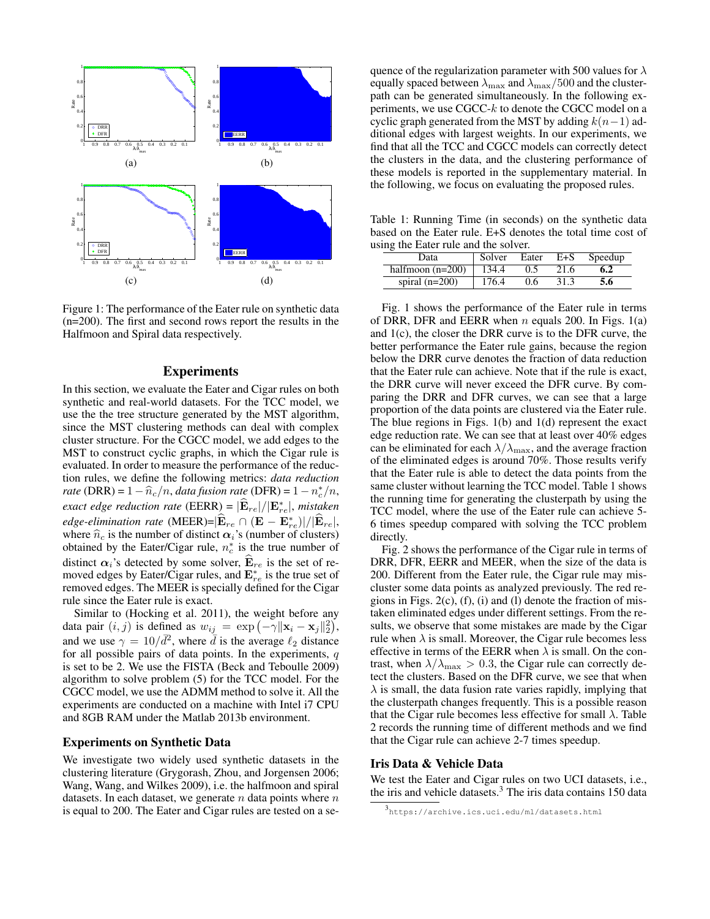Figure 1: The performance of the Eater rule on synthetic data (n=200). The first and second rows report the results in the Halfmoon and Spiral data respectively.

## Experiments

In this section, we evaluate the Eater and Cigar rules on both synthetic and real-world datasets. For the TCC model, we use the the tree structure generated by the MST algorithm, since the MST clustering methods can deal with complex cluster structure. For the CGCC model, we add edges to the MST to construct cyclic graphs, in which the Cigar rule is evaluated. In order to measure the performance of the reduction rules, we define the following metrics: *data reduction rate* (DRR) = $1 - \widehat{n}_c/n$, *data fusion rate* (DFR) = $1 - n_c^*/n$, *exact edge reduction rate* (EERR) = $|\widehat{\mathbf{E}}_{re}|/|\mathbf{E}_{re}^*|$, *mistaken edge-elimination rate* (MEER)=$|\widehat{\mathbf{E}}_{re} \cap (\mathbf{E} - \mathbf{E}_{re}^*)|/|\widehat{\mathbf{E}}_{re}|$, where $\widehat{n}_c$ is the number of distinct $\boldsymbol{\alpha}_i$'s (number of clusters) obtained by the Eater/Cigar rule, $n_c^*$ is the true number of distinct $\boldsymbol{\alpha}_i$'s detected by some solver, $\widehat{\mathbf{E}}_{re}$ is the set of removed edges by Eater/Cigar rules, and $\mathbf{E}_{re}^*$ is the true set of removed edges. The MEER is specially defined for the Cigar rule since the Eater rule is exact.

Similar to (Hocking et al. 2011), the weight before any data pair $(i, j)$ is defined as $w_{ij} = \exp\left(-\gamma\|\mathbf{x}_i - \mathbf{x}_j\|_2^2\right)$, and we use $\gamma = 10/\bar{d}^2$, where $\bar{d}$ is the average $\ell_2$ distance for all possible pairs of data points. In the experiments, $q$ is set to be 2. We use the FISTA (Beck and Teboulle 2009) algorithm to solve problem (5) for the TCC model. For the CGCC model, we use the ADMM method to solve it. All the experiments are conducted on a machine with Intel i7 CPU and 8GB RAM under the Matlab 2013b environment.

### Experiments on Synthetic Data

We investigate two widely used synthetic datasets in the clustering literature (Grygorash, Zhou, and Jorgensen 2006; Wang, Wang, and Wilkes 2009), i.e. the halfmoon and spiral datasets. In each dataset, we generate $n$ data points where $n$ is equal to 200. The Eater and Cigar rules are tested on a sequence of the regularization parameter with 500 values for $\lambda$ equally spaced between $\lambda_{\max}$ and $\lambda_{\max}/500$ and the clusterpath can be generated simultaneously. In the following experiments, we use CGCC-$k$ to denote the CGCC model on a cyclic graph generated from the MST by adding $k(n-1)$ additional edges with largest weights. In our experiments, we find that all the TCC and CGCC models can correctly detect the clusters in the data, and the clustering performance of these models is reported in the supplementary material. In the following, we focus on evaluating the proposed rules.

Table 1: Running Time (in seconds) on the synthetic data based on the Eater rule. E+S denotes the total time cost of using the Eater rule and the solver.

| Data | Solver | Eater | E+S | Speedup |
|---|---|---|---|---|
| halfmoon (n=200) | 134.4 | 0.5 | 21.6 | **6.2** |
| spiral (n=200) | 176.4 | 0.6 | 31.3 | **5.6** |

Fig. 1 shows the performance of the Eater rule in terms of DRR, DFR and EERR when $n$ equals 200. In Figs. 1(a) and 1(c), the closer the DRR curve is to the DFR curve, the better performance the Eater rule gains, because the region below the DRR curve denotes the fraction of data reduction that the Eater rule can achieve. Note that if the rule is exact, the DRR curve will never exceed the DFR curve. By comparing the DRR and DFR curves, we can see that a large proportion of the data points are clustered via the Eater rule. The blue regions in Figs. 1(b) and 1(d) represent the exact edge reduction rate. We can see that at least over 40% edges can be eliminated for each $\lambda/\lambda_{\max}$, and the average fraction of the eliminated edges is around 70%. Those results verify that the Eater rule is able to detect the data points from the same cluster without learning the TCC model. Table 1 shows the running time for generating the clusterpath by using the TCC model, where the use of the Eater rule can achieve 5-6 times speedup compared with solving the TCC problem directly.

Fig. 2 shows the performance of the Cigar rule in terms of DRR, DFR, EERR and MEER, when the size of the data is 200. Different from the Eater rule, the Cigar rule may miscluster some data points as analyzed previously. The red regions in Figs. 2(c), (f), (i) and (l) denote the fraction of mistaken eliminated edges under different settings. From the results, we observe that some mistakes are made by the Cigar rule when $\lambda$ is small. Moreover, the Cigar rule becomes less effective in terms of the EERR when $\lambda$ is small. On the contrast, when $\lambda/\lambda_{\max} > 0.3$, the Cigar rule can correctly detect the clusters. Based on the DFR curve, we see that when $\lambda$ is small, the data fusion rate varies rapidly, implying that the clusterpath changes frequently. This is a possible reason that the Cigar rule becomes less effective for small $\lambda$. Table 2 records the running time of different methods and we find that the Cigar rule can achieve 2-7 times speedup.

### Iris Data & Vehicle Data

We test the Eater and Cigar rules on two UCI datasets, i.e., the iris and vehicle datasets.[3] The iris data contains 150 data

[3] https://archive.ics.uci.edu/ml/datasets.html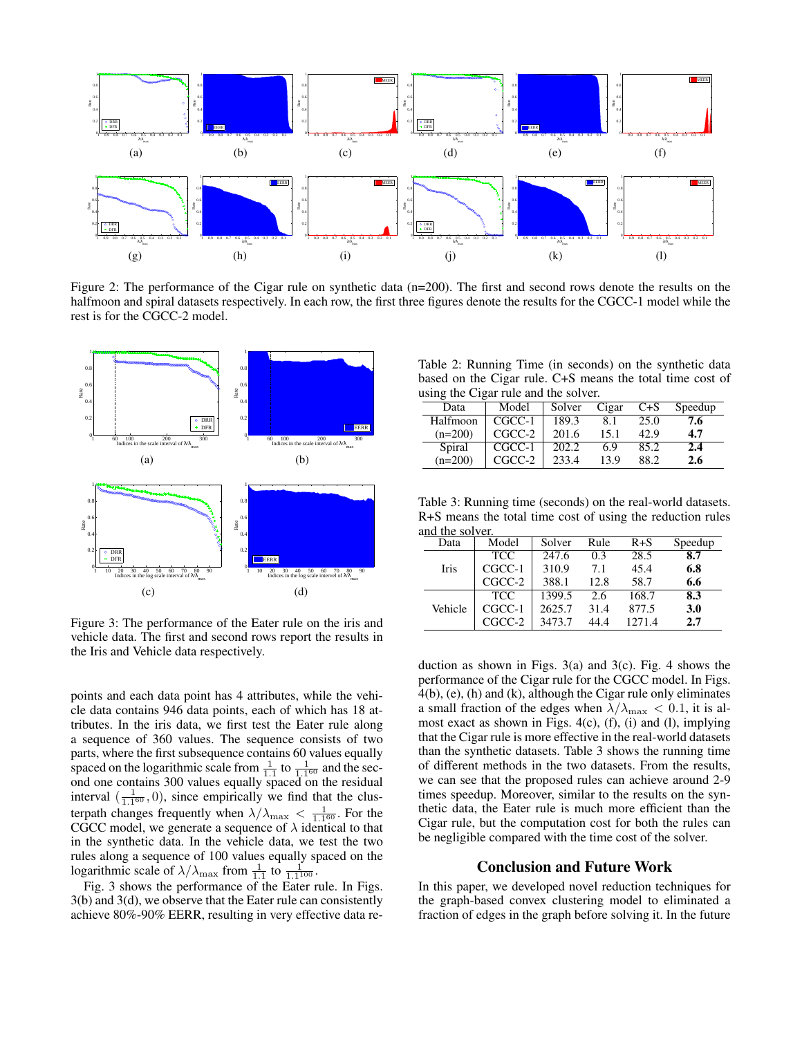Figure 2: The performance of the Cigar rule on synthetic data (n=200). The first and second rows denote the results on the halfmoon and spiral datasets respectively. In each row, the first three figures denote the results for the CGCC-1 model while the rest is for the CGCC-2 model.

Figure 3: The performance of the Eater rule on the iris and vehicle data. The first and second rows report the results in the Iris and Vehicle data respectively.

points and each data point has 4 attributes, while the vehicle data contains 946 data points, each of which has 18 attributes. In the iris data, we first test the Eater rule along a sequence of 360 values. The sequence consists of two parts, where the first subsequence contains 60 values equally spaced on the logarithmic scale from $\frac{1}{1.1}$ to $\frac{1}{1.1^{60}}$ and the second one contains 300 values equally spaced on the residual interval $(\frac{1}{1.1^{60}}, 0)$, since empirically we find that the clusterpath changes frequently when $\lambda/\lambda_{\max} < \frac{1}{1.1^{60}}$. For the CGCC model, we generate a sequence of $\lambda$ identical to that in the synthetic data. In the vehicle data, we test the two rules along a sequence of 100 values equally spaced on the logarithmic scale of $\lambda/\lambda_{\max}$ from $\frac{1}{1.1}$ to $\frac{1}{1.1^{100}}$.

Fig. 3 shows the performance of the Eater rule. In Figs. 3(b) and 3(d), we observe that the Eater rule can consistently achieve 80%-90% EERR, resulting in very effective data reduction as shown in Figs. 3(a) and 3(c). Fig. 4 shows the performance of the Cigar rule for the CGCC model. In Figs. 4(b), (e), (h) and (k), although the Cigar rule only eliminates a small fraction of the edges when $\lambda/\lambda_{\max} < 0.1$, it is almost exact as shown in Figs. 4(c), (f), (i) and (l), implying that the Cigar rule is more effective in the real-world datasets than the synthetic datasets. Table 3 shows the running time of different methods in the two datasets. From the results, we can see that the proposed rules can achieve around 2-9 times speedup. Moreover, similar to the results on the synthetic data, the Eater rule is much more efficient than the Cigar rule, but the computation cost for both the rules can be negligible compared with the time cost of the solver.

Table 2: Running Time (in seconds) on the synthetic data based on the Cigar rule. C+S means the total time cost of using the Cigar rule and the solver.

| Data | Model | Solver | Cigar | C+S | Speedup |
|---|---|---|---|---|---|
| Halfmoon | CGCC-1 | 189.3 | 8.1 | 25.0 | **7.6** |
| (n=200) | CGCC-2 | 201.6 | 15.1 | 42.9 | **4.7** |
| Spiral | CGCC-1 | 202.2 | 6.9 | 85.2 | **2.4** |
| (n=200) | CGCC-2 | 233.4 | 13.9 | 88.2 | **2.6** |

Table 3: Running time (seconds) on the real-world datasets. R+S means the total time cost of using the reduction rules and the solver.

| Data | Model | Solver | Rule | R+S | Speedup |
|---|---|---|---|---|---|
| Iris | TCC | 247.6 | 0.3 | 28.5 | **8.7** |
| | CGCC-1 | 310.9 | 7.1 | 45.4 | **6.8** |
| | CGCC-2 | 388.1 | 12.8 | 58.7 | **6.6** |
| Vehicle | TCC | 1399.5 | 2.6 | 168.7 | **8.3** |
| | CGCC-1 | 2625.7 | 31.4 | 877.5 | **3.0** |
| | CGCC-2 | 3473.7 | 44.4 | 1271.4 | **2.7** |

## Conclusion and Future Work

In this paper, we developed novel reduction techniques for the graph-based convex clustering model to eliminated a fraction of edges in the graph before solving it. In the future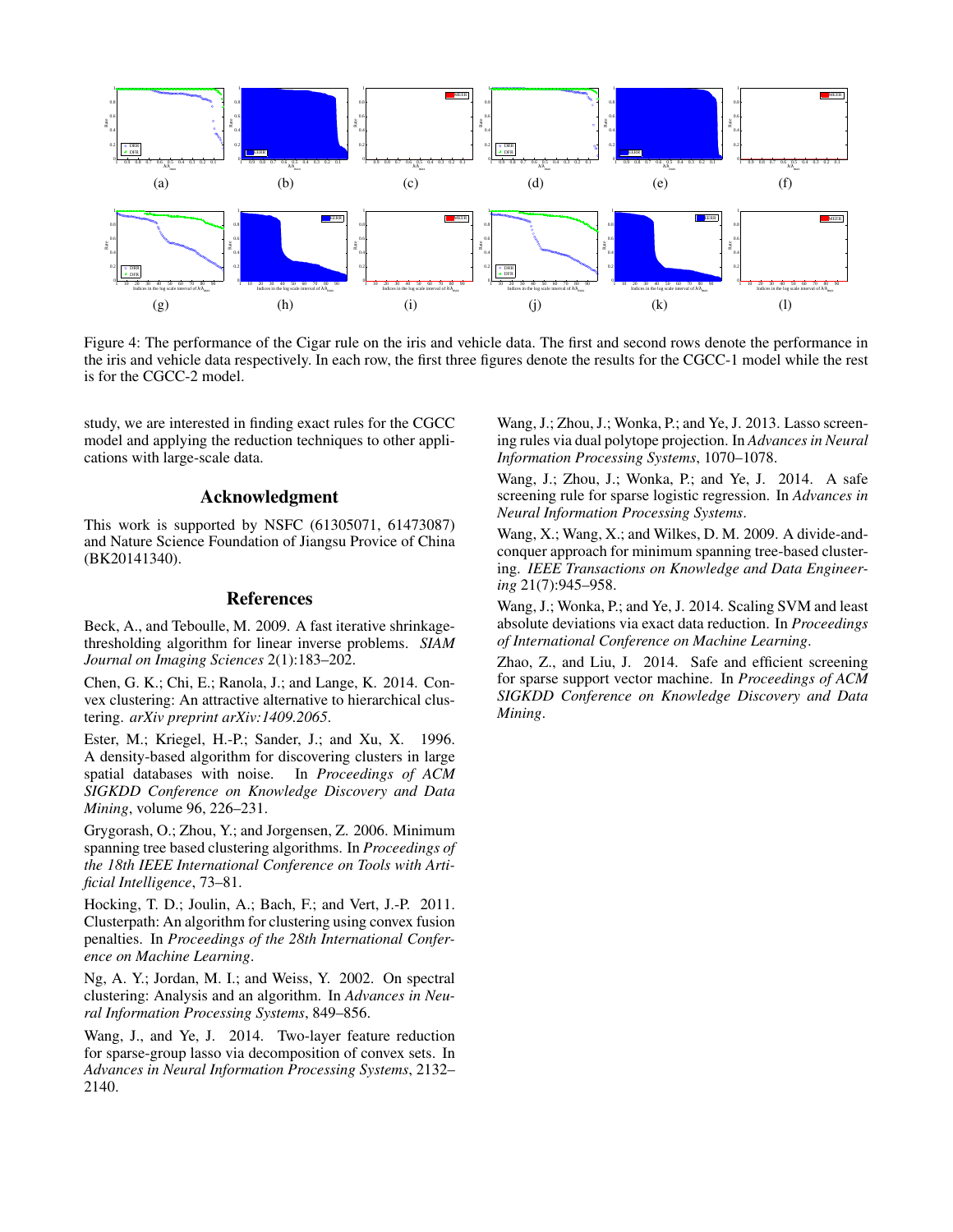(a) (b) (c) (d) (e) (f)

(g) (h) (i) (j) (k) (l)

Figure 4: The performance of the Cigar rule on the iris and vehicle data. The first and second rows denote the performance in the iris and vehicle data respectively. In each row, the first three figures denote the results for the CGCC-1 model while the rest is for the CGCC-2 model.

study, we are interested in finding exact rules for the CGCC model and applying the reduction techniques to other applications with large-scale data.

## Acknowledgment

This work is supported by NSFC (61305071, 61473087) and Nature Science Foundation of Jiangsu Provice of China (BK20141340).

## References

Beck, A., and Teboulle, M. 2009. A fast iterative shrinkage-thresholding algorithm for linear inverse problems. *SIAM Journal on Imaging Sciences* 2(1):183–202.

Chen, G. K.; Chi, E.; Ranola, J.; and Lange, K. 2014. Convex clustering: An attractive alternative to hierarchical clustering. *arXiv preprint arXiv:1409.2065*.

Ester, M.; Kriegel, H.-P.; Sander, J.; and Xu, X. 1996. A density-based algorithm for discovering clusters in large spatial databases with noise. In *Proceedings of ACM SIGKDD Conference on Knowledge Discovery and Data Mining*, volume 96, 226–231.

Grygorash, O.; Zhou, Y.; and Jorgensen, Z. 2006. Minimum spanning tree based clustering algorithms. In *Proceedings of the 18th IEEE International Conference on Tools with Artificial Intelligence*, 73–81.

Hocking, T. D.; Joulin, A.; Bach, F.; and Vert, J.-P. 2011. Clusterpath: An algorithm for clustering using convex fusion penalties. In *Proceedings of the 28th International Conference on Machine Learning*.

Ng, A. Y.; Jordan, M. I.; and Weiss, Y. 2002. On spectral clustering: Analysis and an algorithm. In *Advances in Neural Information Processing Systems*, 849–856.

Wang, J., and Ye, J. 2014. Two-layer feature reduction for sparse-group lasso via decomposition of convex sets. In *Advances in Neural Information Processing Systems*, 2132–2140.

Wang, J.; Zhou, J.; Wonka, P.; and Ye, J. 2013. Lasso screening rules via dual polytope projection. In *Advances in Neural Information Processing Systems*, 1070–1078.

Wang, J.; Zhou, J.; Wonka, P.; and Ye, J. 2014. A safe screening rule for sparse logistic regression. In *Advances in Neural Information Processing Systems*.

Wang, X.; Wang, X.; and Wilkes, D. M. 2009. A divide-and-conquer approach for minimum spanning tree-based clustering. *IEEE Transactions on Knowledge and Data Engineering* 21(7):945–958.

Wang, J.; Wonka, P.; and Ye, J. 2014. Scaling SVM and least absolute deviations via exact data reduction. In *Proceedings of International Conference on Machine Learning*.

Zhao, Z., and Liu, J. 2014. Safe and efficient screening for sparse support vector machine. In *Proceedings of ACM SIGKDD Conference on Knowledge Discovery and Data Mining*.